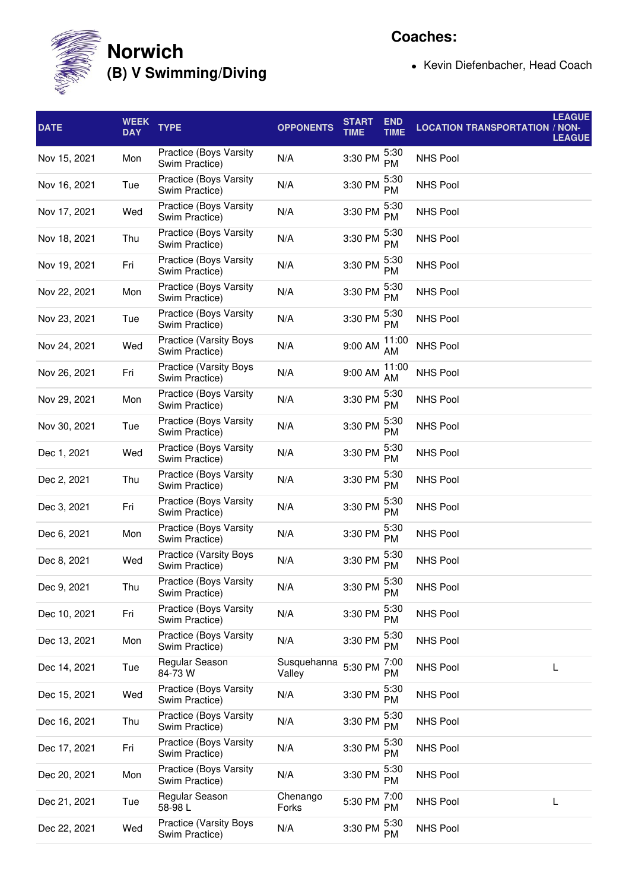# Norwich

## (B) V Swimming/Diving

**Coaches:**

- Kevin Diefenbacher, Head Coach

| DATE | WEEK DAY | TYPE | OPPONENTS | START TIME | END TIME | LOCATION | TRANSPORTATION | LEAGUE / NON-LEAGUE |
|---|---|---|---|---|---|---|---|---|
| Nov 15, 2021 | Mon | Practice (Boys Varsity Swim Practice) | N/A | 3:30 PM | 5:30 PM | NHS Pool | | |
| Nov 16, 2021 | Tue | Practice (Boys Varsity Swim Practice) | N/A | 3:30 PM | 5:30 PM | NHS Pool | | |
| Nov 17, 2021 | Wed | Practice (Boys Varsity Swim Practice) | N/A | 3:30 PM | 5:30 PM | NHS Pool | | |
| Nov 18, 2021 | Thu | Practice (Boys Varsity Swim Practice) | N/A | 3:30 PM | 5:30 PM | NHS Pool | | |
| Nov 19, 2021 | Fri | Practice (Boys Varsity Swim Practice) | N/A | 3:30 PM | 5:30 PM | NHS Pool | | |
| Nov 22, 2021 | Mon | Practice (Boys Varsity Swim Practice) | N/A | 3:30 PM | 5:30 PM | NHS Pool | | |
| Nov 23, 2021 | Tue | Practice (Boys Varsity Swim Practice) | N/A | 3:30 PM | 5:30 PM | NHS Pool | | |
| Nov 24, 2021 | Wed | Practice (Varsity Boys Swim Practice) | N/A | 9:00 AM | 11:00 AM | NHS Pool | | |
| Nov 26, 2021 | Fri | Practice (Varsity Boys Swim Practice) | N/A | 9:00 AM | 11:00 AM | NHS Pool | | |
| Nov 29, 2021 | Mon | Practice (Boys Varsity Swim Practice) | N/A | 3:30 PM | 5:30 PM | NHS Pool | | |
| Nov 30, 2021 | Tue | Practice (Boys Varsity Swim Practice) | N/A | 3:30 PM | 5:30 PM | NHS Pool | | |
| Dec 1, 2021 | Wed | Practice (Boys Varsity Swim Practice) | N/A | 3:30 PM | 5:30 PM | NHS Pool | | |
| Dec 2, 2021 | Thu | Practice (Boys Varsity Swim Practice) | N/A | 3:30 PM | 5:30 PM | NHS Pool | | |
| Dec 3, 2021 | Fri | Practice (Boys Varsity Swim Practice) | N/A | 3:30 PM | 5:30 PM | NHS Pool | | |
| Dec 6, 2021 | Mon | Practice (Boys Varsity Swim Practice) | N/A | 3:30 PM | 5:30 PM | NHS Pool | | |
| Dec 8, 2021 | Wed | Practice (Varsity Boys Swim Practice) | N/A | 3:30 PM | 5:30 PM | NHS Pool | | |
| Dec 9, 2021 | Thu | Practice (Boys Varsity Swim Practice) | N/A | 3:30 PM | 5:30 PM | NHS Pool | | |
| Dec 10, 2021 | Fri | Practice (Boys Varsity Swim Practice) | N/A | 3:30 PM | 5:30 PM | NHS Pool | | |
| Dec 13, 2021 | Mon | Practice (Boys Varsity Swim Practice) | N/A | 3:30 PM | 5:30 PM | NHS Pool | | |
| Dec 14, 2021 | Tue | Regular Season 84-73 W | Susquehanna Valley | 5:30 PM | 7:00 PM | NHS Pool | | L |
| Dec 15, 2021 | Wed | Practice (Boys Varsity Swim Practice) | N/A | 3:30 PM | 5:30 PM | NHS Pool | | |
| Dec 16, 2021 | Thu | Practice (Boys Varsity Swim Practice) | N/A | 3:30 PM | 5:30 PM | NHS Pool | | |
| Dec 17, 2021 | Fri | Practice (Boys Varsity Swim Practice) | N/A | 3:30 PM | 5:30 PM | NHS Pool | | |
| Dec 20, 2021 | Mon | Practice (Boys Varsity Swim Practice) | N/A | 3:30 PM | 5:30 PM | NHS Pool | | |
| Dec 21, 2021 | Tue | Regular Season 58-98 L | Chenango Forks | 5:30 PM | 7:00 PM | NHS Pool | | L |
| Dec 22, 2021 | Wed | Practice (Varsity Boys Swim Practice) | N/A | 3:30 PM | 5:30 PM | NHS Pool | | |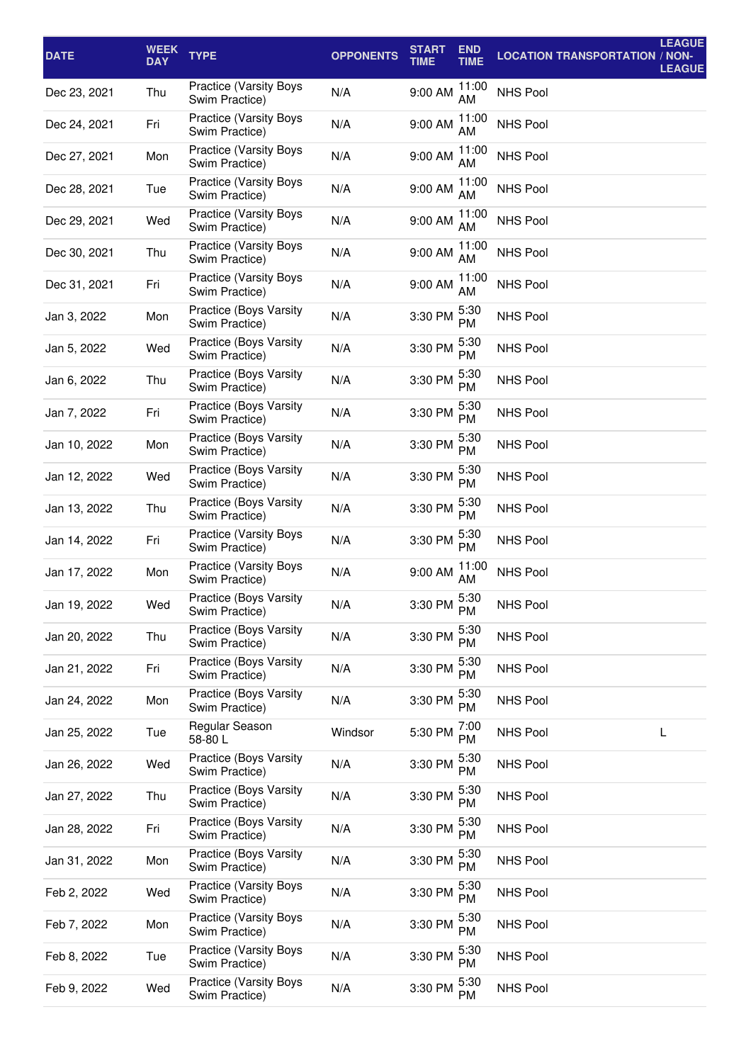| DATE | WEEK DAY | TYPE | OPPONENTS | START TIME | END TIME | LOCATION | TRANSPORTATION | LEAGUE / NON-LEAGUE |
|---|---|---|---|---|---|---|---|---|
| Dec 23, 2021 | Thu | Practice (Varsity Boys Swim Practice) | N/A | 9:00 AM | 11:00 AM | NHS Pool | | |
| Dec 24, 2021 | Fri | Practice (Varsity Boys Swim Practice) | N/A | 9:00 AM | 11:00 AM | NHS Pool | | |
| Dec 27, 2021 | Mon | Practice (Varsity Boys Swim Practice) | N/A | 9:00 AM | 11:00 AM | NHS Pool | | |
| Dec 28, 2021 | Tue | Practice (Varsity Boys Swim Practice) | N/A | 9:00 AM | 11:00 AM | NHS Pool | | |
| Dec 29, 2021 | Wed | Practice (Varsity Boys Swim Practice) | N/A | 9:00 AM | 11:00 AM | NHS Pool | | |
| Dec 30, 2021 | Thu | Practice (Varsity Boys Swim Practice) | N/A | 9:00 AM | 11:00 AM | NHS Pool | | |
| Dec 31, 2021 | Fri | Practice (Varsity Boys Swim Practice) | N/A | 9:00 AM | 11:00 AM | NHS Pool | | |
| Jan 3, 2022 | Mon | Practice (Boys Varsity Swim Practice) | N/A | 3:30 PM | 5:30 PM | NHS Pool | | |
| Jan 5, 2022 | Wed | Practice (Boys Varsity Swim Practice) | N/A | 3:30 PM | 5:30 PM | NHS Pool | | |
| Jan 6, 2022 | Thu | Practice (Boys Varsity Swim Practice) | N/A | 3:30 PM | 5:30 PM | NHS Pool | | |
| Jan 7, 2022 | Fri | Practice (Boys Varsity Swim Practice) | N/A | 3:30 PM | 5:30 PM | NHS Pool | | |
| Jan 10, 2022 | Mon | Practice (Boys Varsity Swim Practice) | N/A | 3:30 PM | 5:30 PM | NHS Pool | | |
| Jan 12, 2022 | Wed | Practice (Boys Varsity Swim Practice) | N/A | 3:30 PM | 5:30 PM | NHS Pool | | |
| Jan 13, 2022 | Thu | Practice (Boys Varsity Swim Practice) | N/A | 3:30 PM | 5:30 PM | NHS Pool | | |
| Jan 14, 2022 | Fri | Practice (Varsity Boys Swim Practice) | N/A | 3:30 PM | 5:30 PM | NHS Pool | | |
| Jan 17, 2022 | Mon | Practice (Varsity Boys Swim Practice) | N/A | 9:00 AM | 11:00 AM | NHS Pool | | |
| Jan 19, 2022 | Wed | Practice (Boys Varsity Swim Practice) | N/A | 3:30 PM | 5:30 PM | NHS Pool | | |
| Jan 20, 2022 | Thu | Practice (Boys Varsity Swim Practice) | N/A | 3:30 PM | 5:30 PM | NHS Pool | | |
| Jan 21, 2022 | Fri | Practice (Boys Varsity Swim Practice) | N/A | 3:30 PM | 5:30 PM | NHS Pool | | |
| Jan 24, 2022 | Mon | Practice (Boys Varsity Swim Practice) | N/A | 3:30 PM | 5:30 PM | NHS Pool | | |
| Jan 25, 2022 | Tue | Regular Season 58-80 L | Windsor | 5:30 PM | 7:00 PM | NHS Pool | | L |
| Jan 26, 2022 | Wed | Practice (Boys Varsity Swim Practice) | N/A | 3:30 PM | 5:30 PM | NHS Pool | | |
| Jan 27, 2022 | Thu | Practice (Boys Varsity Swim Practice) | N/A | 3:30 PM | 5:30 PM | NHS Pool | | |
| Jan 28, 2022 | Fri | Practice (Boys Varsity Swim Practice) | N/A | 3:30 PM | 5:30 PM | NHS Pool | | |
| Jan 31, 2022 | Mon | Practice (Boys Varsity Swim Practice) | N/A | 3:30 PM | 5:30 PM | NHS Pool | | |
| Feb 2, 2022 | Wed | Practice (Varsity Boys Swim Practice) | N/A | 3:30 PM | 5:30 PM | NHS Pool | | |
| Feb 7, 2022 | Mon | Practice (Varsity Boys Swim Practice) | N/A | 3:30 PM | 5:30 PM | NHS Pool | | |
| Feb 8, 2022 | Tue | Practice (Varsity Boys Swim Practice) | N/A | 3:30 PM | 5:30 PM | NHS Pool | | |
| Feb 9, 2022 | Wed | Practice (Varsity Boys Swim Practice) | N/A | 3:30 PM | 5:30 PM | NHS Pool | | |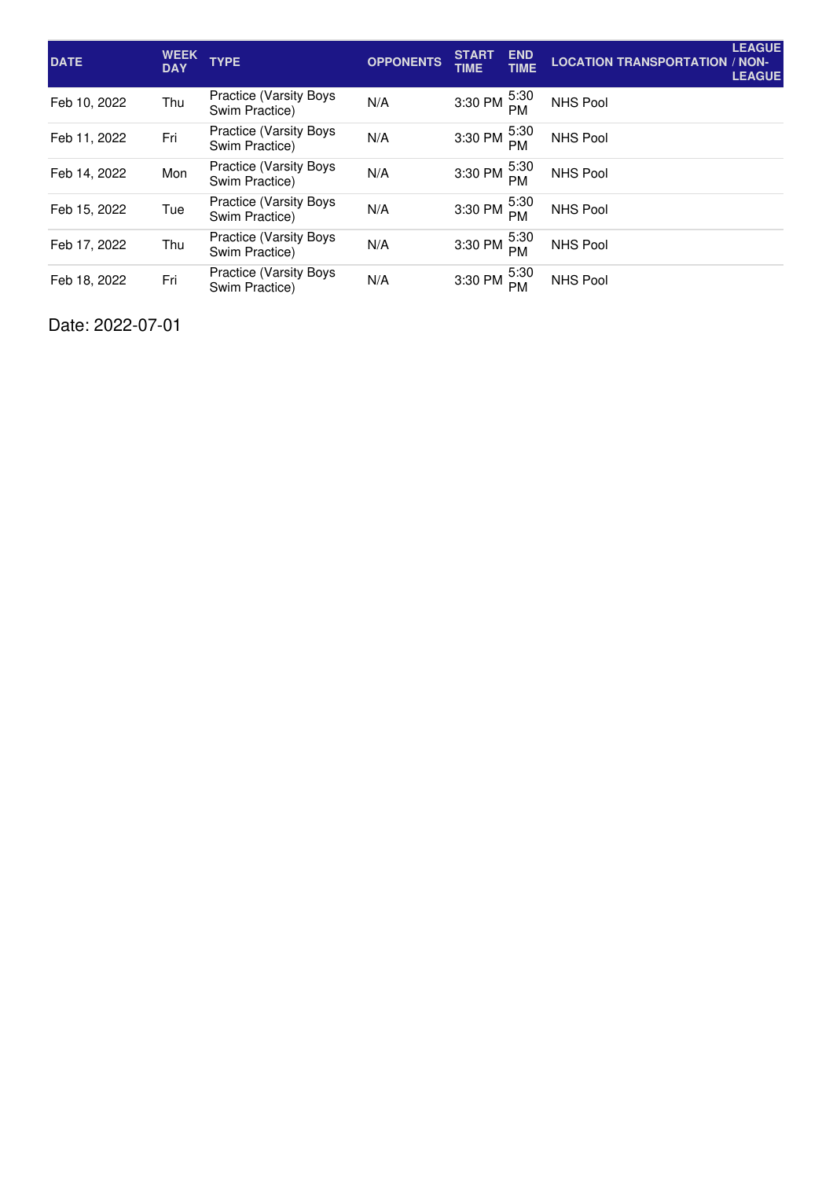| DATE | WEEK DAY | TYPE | OPPONENTS | START TIME | END TIME | LOCATION | TRANSPORTATION | LEAGUE / NON-LEAGUE |
|---|---|---|---|---|---|---|---|---|
| Feb 10, 2022 | Thu | Practice (Varsity Boys Swim Practice) | N/A | 3:30 PM | 5:30 PM | NHS Pool | | |
| Feb 11, 2022 | Fri | Practice (Varsity Boys Swim Practice) | N/A | 3:30 PM | 5:30 PM | NHS Pool | | |
| Feb 14, 2022 | Mon | Practice (Varsity Boys Swim Practice) | N/A | 3:30 PM | 5:30 PM | NHS Pool | | |
| Feb 15, 2022 | Tue | Practice (Varsity Boys Swim Practice) | N/A | 3:30 PM | 5:30 PM | NHS Pool | | |
| Feb 17, 2022 | Thu | Practice (Varsity Boys Swim Practice) | N/A | 3:30 PM | 5:30 PM | NHS Pool | | |
| Feb 18, 2022 | Fri | Practice (Varsity Boys Swim Practice) | N/A | 3:30 PM | 5:30 PM | NHS Pool | | |

Date: 2022-07-01